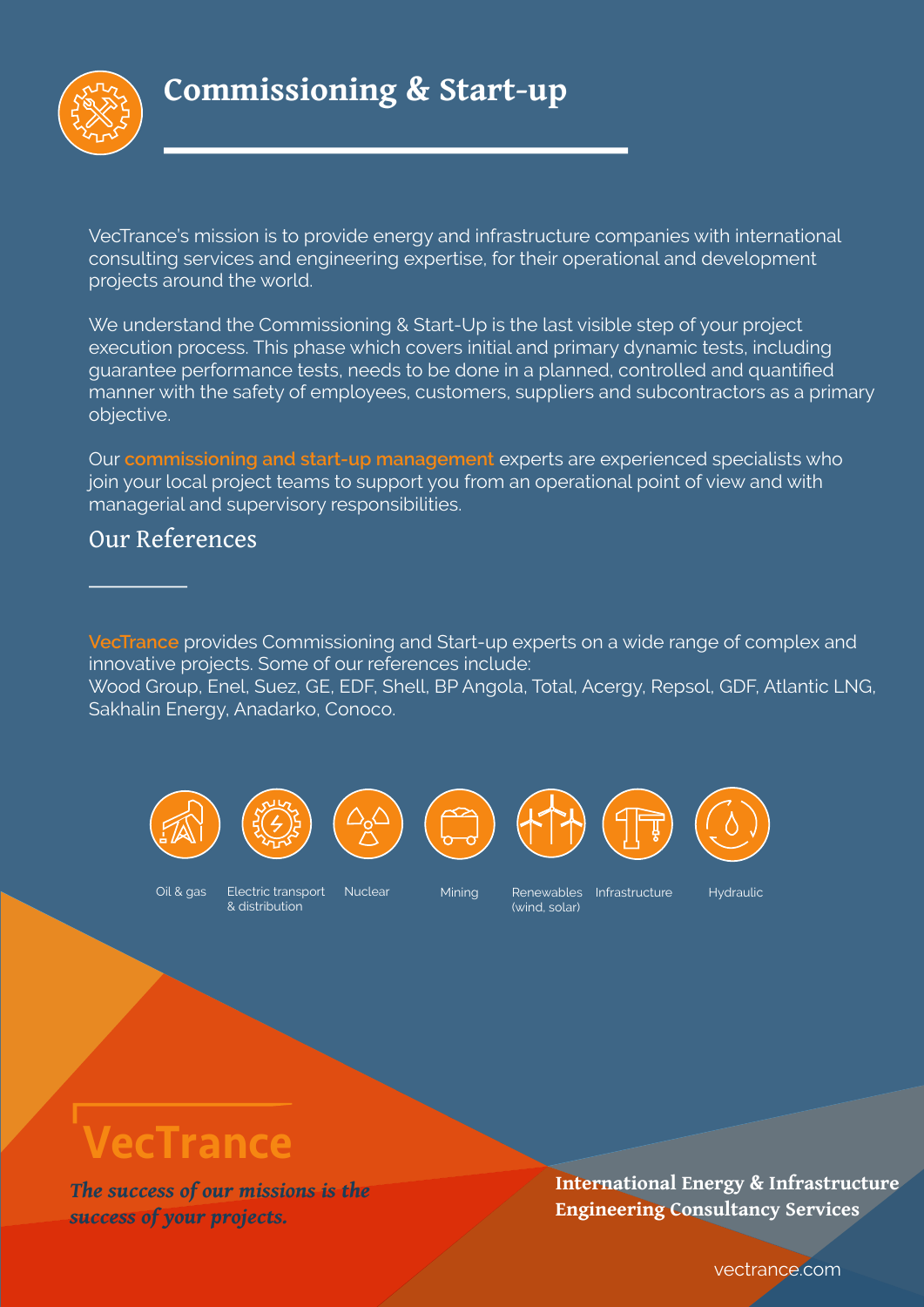# Commissioning & Start-up

VecTrance's mission is to provide energy and infrastructure companies with international consulting services and engineering expertise, for their operational and development projects around the world.

We understand the Commissioning & Start-Up is the last visible step of your project execution process. This phase which covers initial and primary dynamic tests, including guarantee performance tests, needs to be done in a planned, controlled and quantified manner with the safety of employees, customers, suppliers and subcontractors as a primary objective.

Our commissioning and start-up management experts are experienced specialists who join your local project teams to support you from an operational point of view and with managerial and supervisory responsibilities.

## Our References

VecTrance provides Commissioning and Start-up experts on a wide range of complex and innovative projects. Some of our references include:
Wood Group, Enel, Suez, GE, EDF, Shell, BP Angola, Total, Acergy, Repsol, GDF, Atlantic LNG, Sakhalin Energy, Anadarko, Conoco.

Oil & gas | Electric transport & distribution | Nuclear | Mining | Renewables (wind, solar) | Infrastructure | Hydraulic

VecTrance

*The success of our missions is the success of your projects.*

**International Energy & Infrastructure Engineering Consultancy Services**

vectrance.com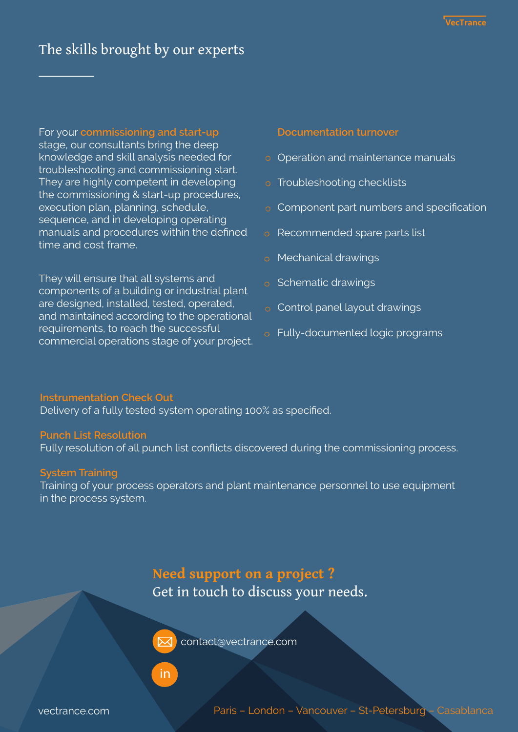## The skills brought by our experts

For your **commissioning and start-up** stage, our consultants bring the deep knowledge and skill analysis needed for troubleshooting and commissioning start. They are highly competent in developing the commissioning & start-up procedures, execution plan, planning, schedule, sequence, and in developing operating manuals and procedures within the defined time and cost frame.

They will ensure that all systems and components of a building or industrial plant are designed, installed, tested, operated, and maintained according to the operational requirements, to reach the successful commercial operations stage of your project.

**Documentation turnover**

- Operation and maintenance manuals
- Troubleshooting checklists
- Component part numbers and specification
- Recommended spare parts list
- Mechanical drawings
- Schematic drawings
- Control panel layout drawings
- Fully-documented logic programs

**Instrumentation Check Out**
Delivery of a fully tested system operating 100% as specified.

**Punch List Resolution**
Fully resolution of all punch list conflicts discovered during the commissioning process.

**System Training**
Training of your process operators and plant maintenance personnel to use equipment in the process system.

**Need support on a project ?**
Get in touch to discuss your needs.

contact@vectrance.com

in

vectrance.com

Paris – London – Vancouver – St-Petersburg – Casablanca